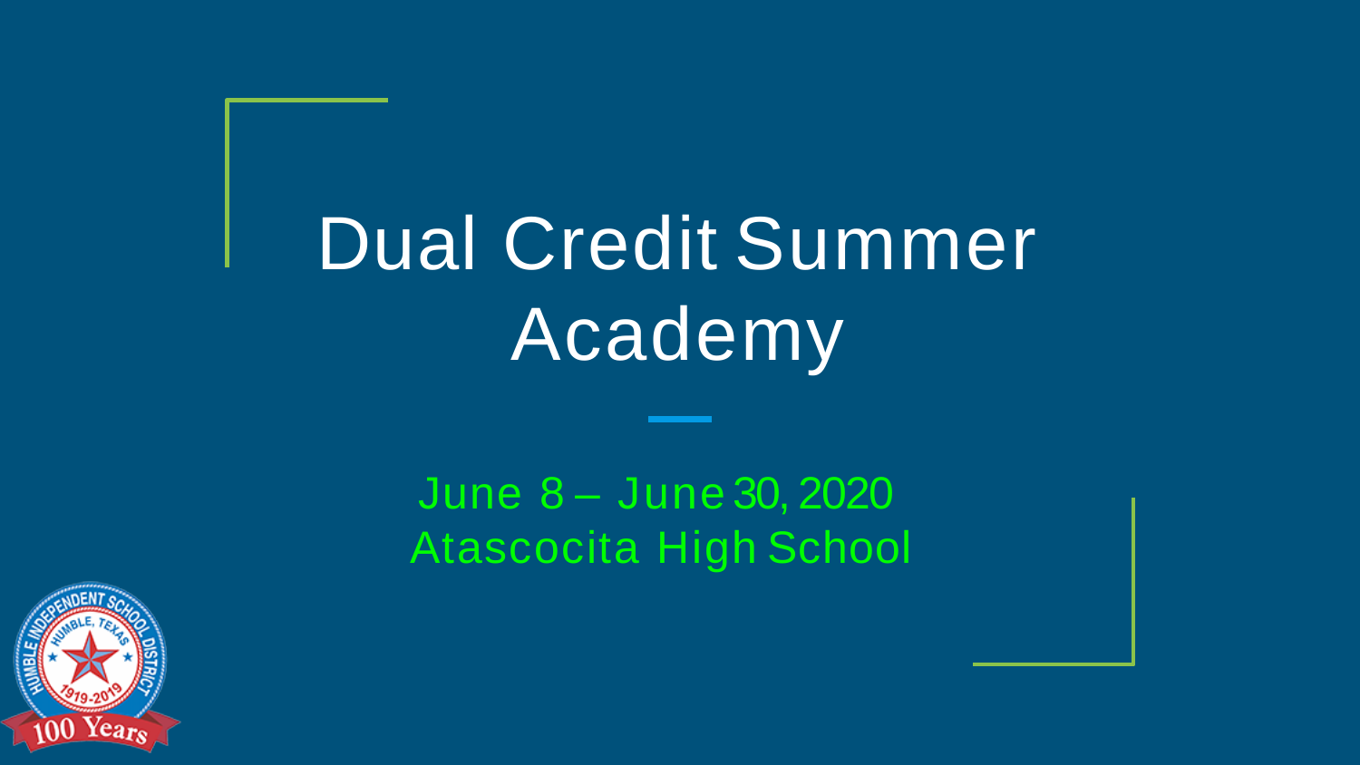# Dual Credit Summer Academy

June 8 – June 30, 2020
Atascocita High School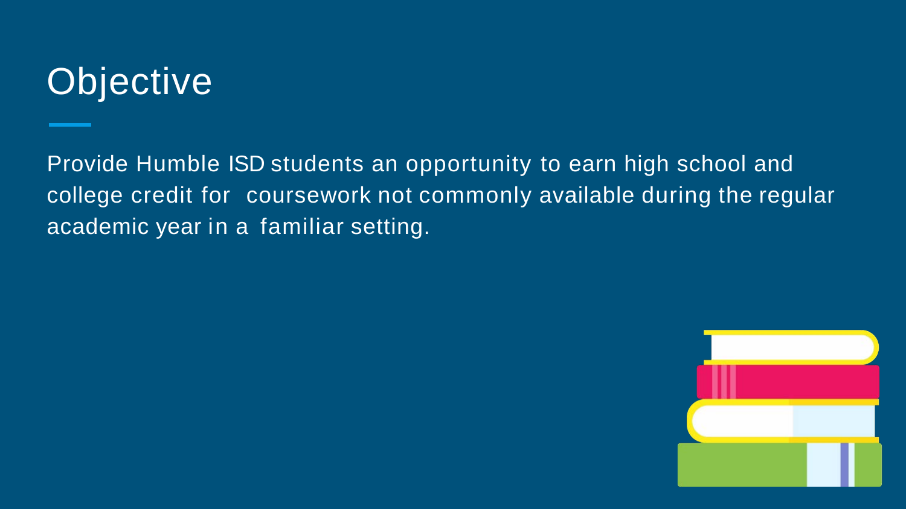# Objective

Provide Humble ISD students an opportunity to earn high school and college credit for coursework not commonly available during the regular academic year in a familiar setting.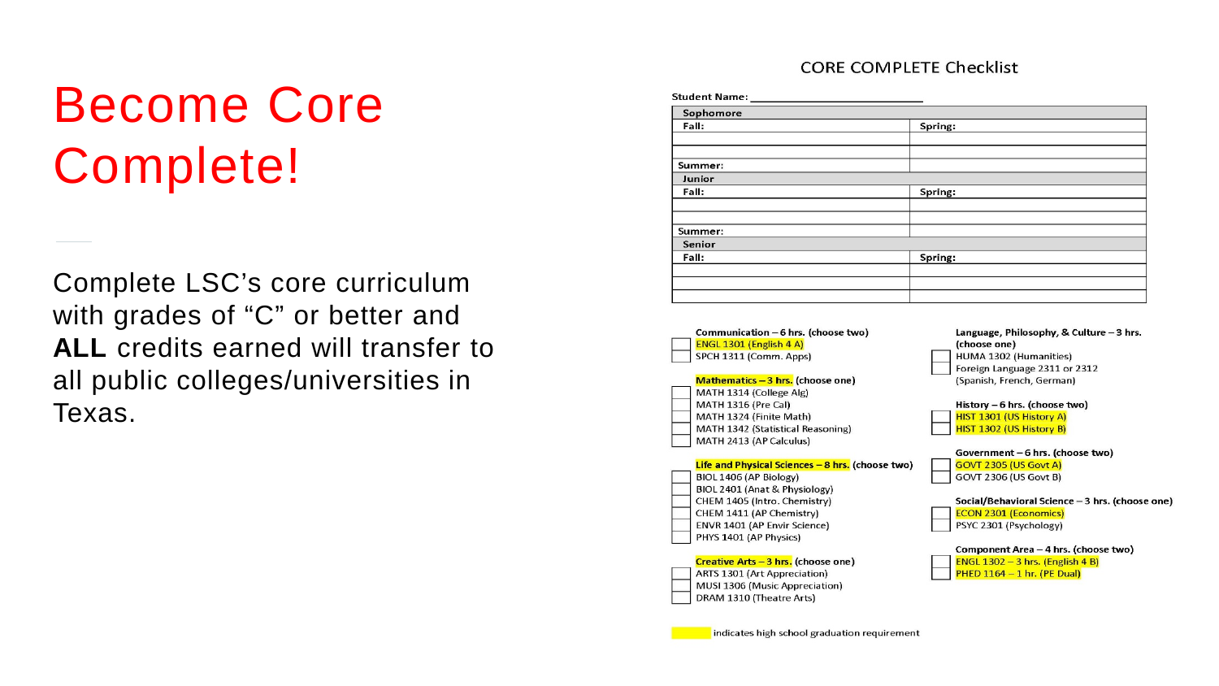# Become Core Complete!

Complete LSC's core curriculum with grades of "C" or better and **ALL** credits earned will transfer to all public colleges/universities in Texas.

## CORE COMPLETE Checklist

Student Name: ______________________

| Sophomore | |
|---|---|
| Fall: | Spring: |
| | |
| | |
| Summer: | |
| **Junior** | |
| Fall: | Spring: |
| | |
| | |
| Summer: | |
| **Senior** | |
| Fall: | Spring: |
| | |
| | |
| | |

**Communication – 6 hrs. (choose two)**

- [ ] ENGL 1301 (English 4 A)
- [ ] SPCH 1311 (Comm. Apps)

**Mathematics – 3 hrs. (choose one)**

- [ ] MATH 1314 (College Alg)
- [ ] MATH 1316 (Pre Cal)
- [ ] MATH 1324 (Finite Math)
- [ ] MATH 1342 (Statistical Reasoning)
- [ ] MATH 2413 (AP Calculus)

**Life and Physical Sciences – 8 hrs. (choose two)**

- [ ] BIOL 1406 (AP Biology)
- [ ] BIOL 2401 (Anat & Physiology)
- [ ] CHEM 1405 (Intro. Chemistry)
- [ ] CHEM 1411 (AP Chemistry)
- [ ] ENVR 1401 (AP Envir Science)
- [ ] PHYS 1401 (AP Physics)

**Creative Arts – 3 hrs. (choose one)**

- [ ] ARTS 1301 (Art Appreciation)
- [ ] MUSI 1306 (Music Appreciation)
- [ ] DRAM 1310 (Theatre Arts)

**Language, Philosophy, & Culture – 3 hrs. (choose one)**

- [ ] HUMA 1302 (Humanities)
- [ ] Foreign Language 2311 or 2312 (Spanish, French, German)

**History – 6 hrs. (choose two)**

- [ ] HIST 1301 (US History A)
- [ ] HIST 1302 (US History B)

**Government – 6 hrs. (choose two)**

- [ ] GOVT 2305 (US Govt A)
- [ ] GOVT 2306 (US Govt B)

**Social/Behavioral Science – 3 hrs. (choose one)**

- [ ] ECON 2301 (Economics)
- [ ] PSYC 2301 (Psychology)

**Component Area – 4 hrs. (choose two)**

- [ ] ENGL 1302 – 3 hrs. (English 4 B)
- [ ] PHED 1164 – 1 hr. (PE Dual)

(highlight) indicates high school graduation requirement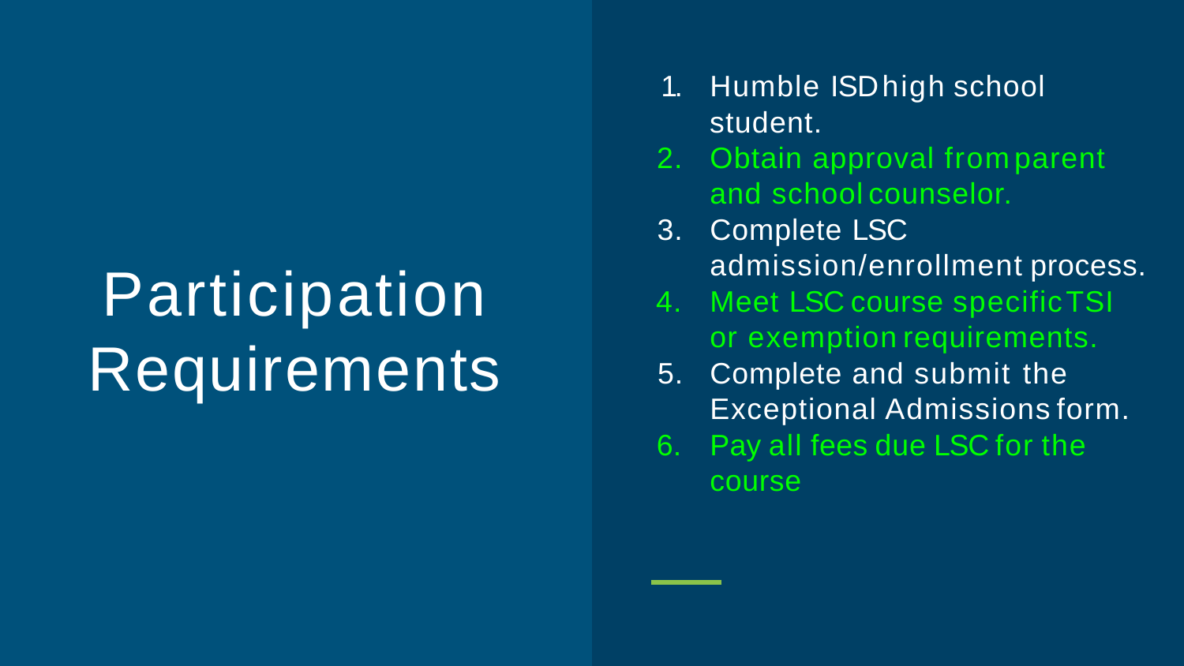# Participation Requirements

1. Humble ISD high school student.
2. Obtain approval from parent and school counselor.
3. Complete LSC admission/enrollment process.
4. Meet LSC course specific TSI or exemption requirements.
5. Complete and submit the Exceptional Admissions form.
6. Pay all fees due LSC for the course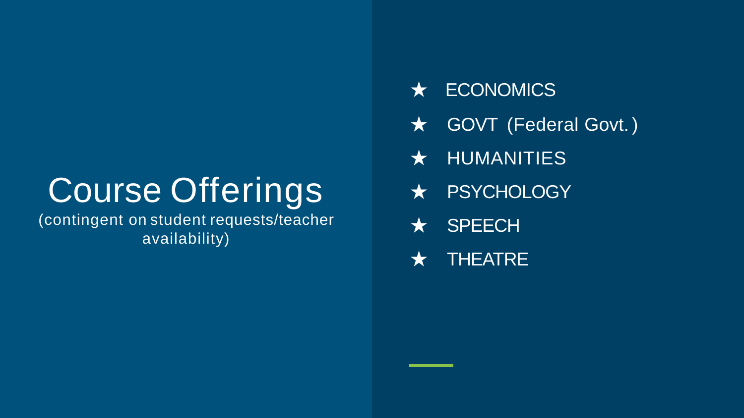# Course Offerings

(contingent on student requests/teacher availability)

- ECONOMICS
- GOVT (Federal Govt.)
- HUMANITIES
- PSYCHOLOGY
- SPEECH
- THEATRE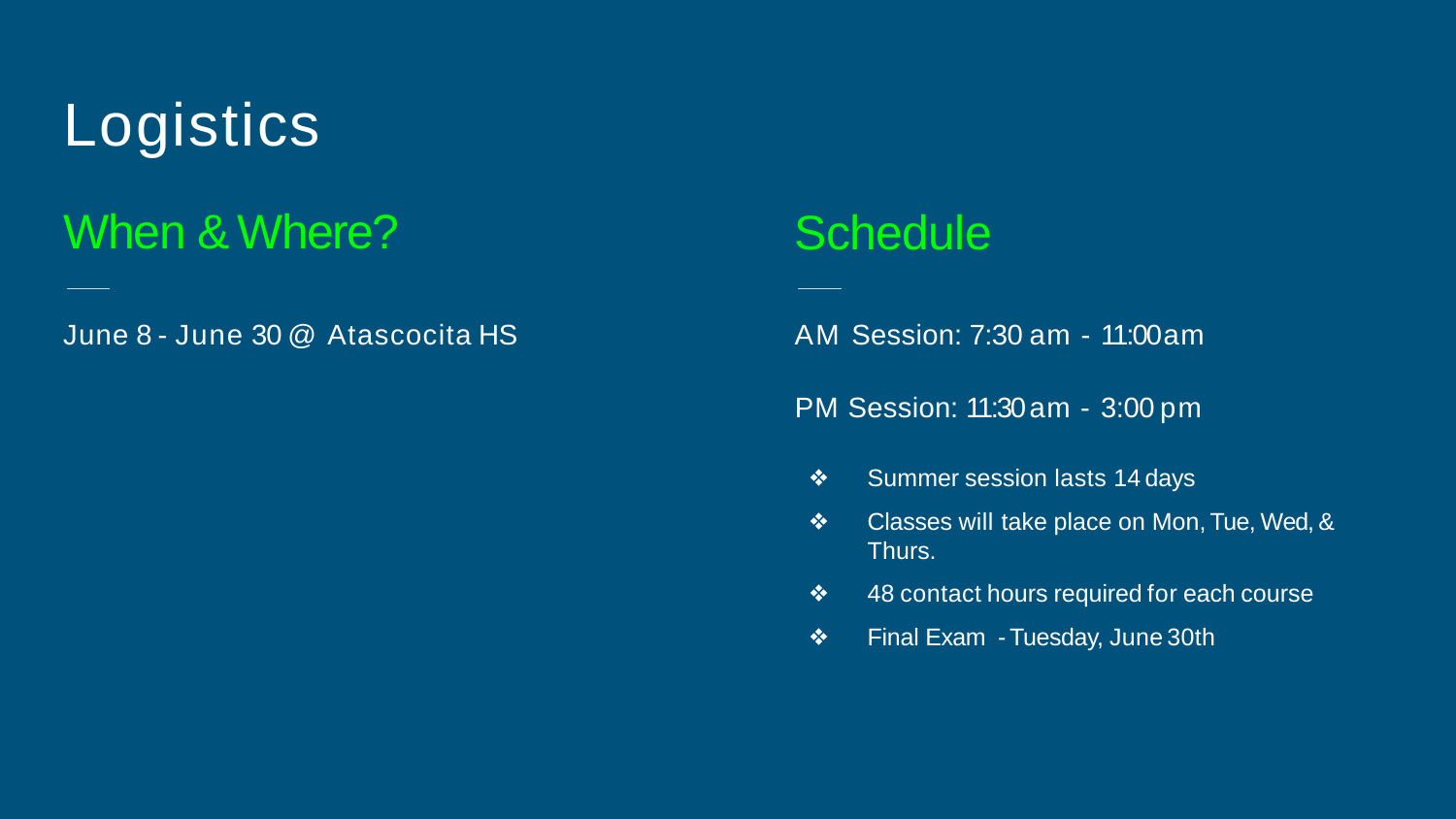# Logistics

## When & Where?

June 8 - June 30 @ Atascocita HS

## Schedule

AM Session: 7:30 am - 11:00am

PM Session: 11:30 am - 3:00 pm

- Summer session lasts 14 days
- Classes will take place on Mon, Tue, Wed, & Thurs.
- 48 contact hours required for each course
- Final Exam - Tuesday, June 30th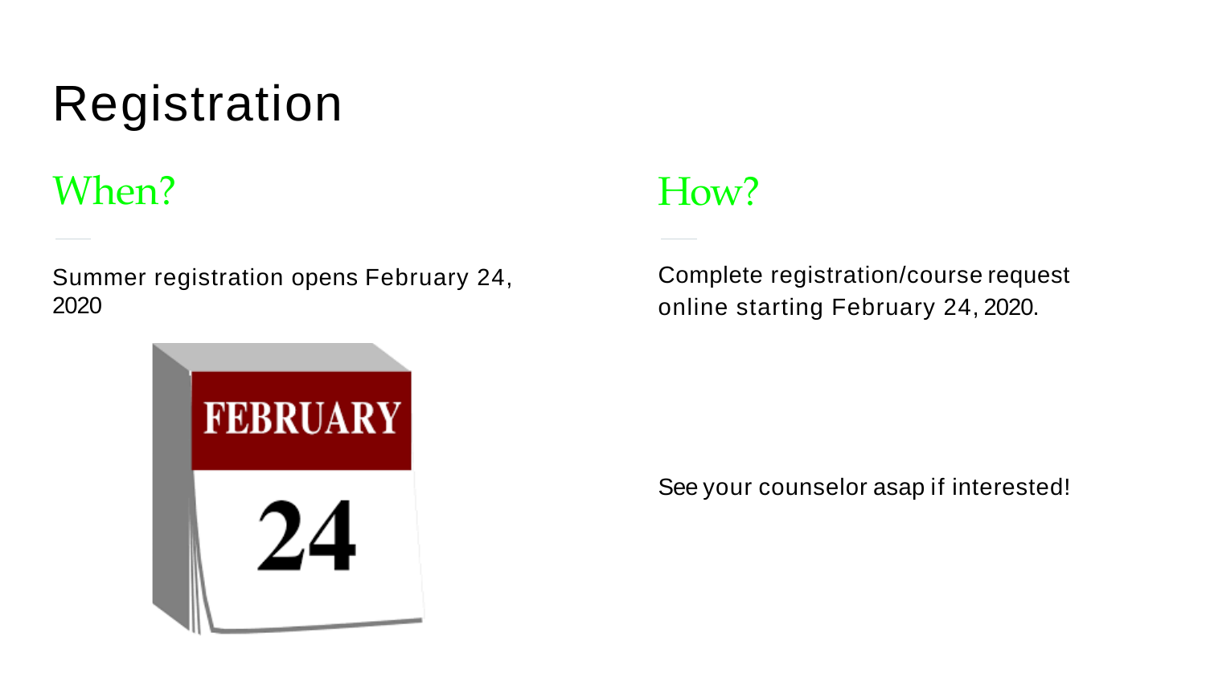# Registration

## When?

Summer registration opens February 24, 2020

## How?

Complete registration/course request online starting February 24, 2020.

See your counselor asap if interested!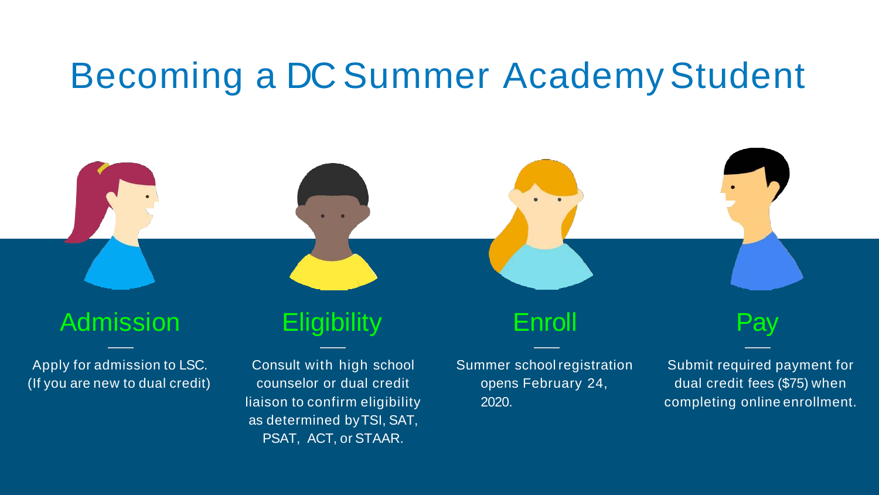# Becoming a DC Summer Academy Student

## Admission

Apply for admission to LSC. (If you are new to dual credit)

## Eligibility

Consult with high school counselor or dual credit liaison to confirm eligibility as determined by TSI, SAT, PSAT, ACT, or STAAR.

## Enroll

Summer school registration opens February 24, 2020.

## Pay

Submit required payment for dual credit fees ($75) when completing online enrollment.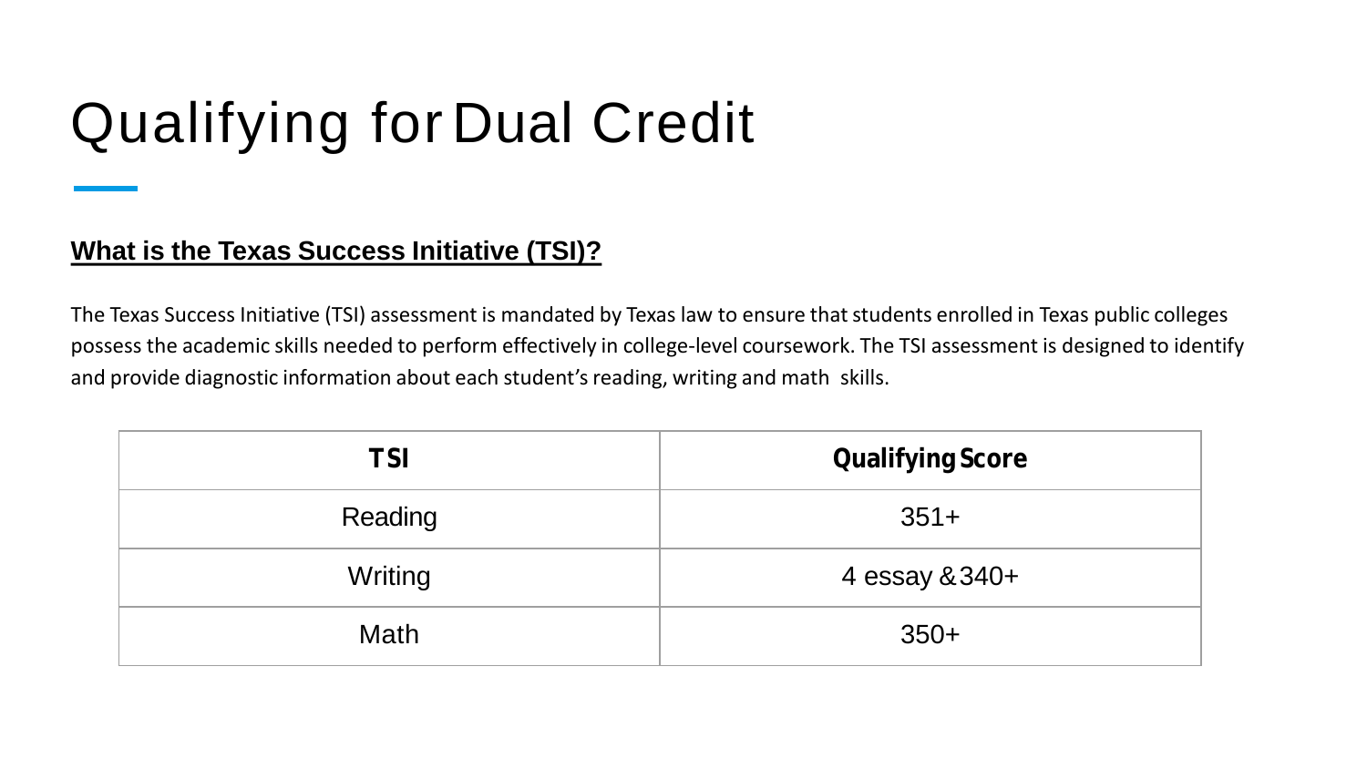# Qualifying for Dual Credit

**What is the Texas Success Initiative (TSI)?**

The Texas Success Initiative (TSI) assessment is mandated by Texas law to ensure that students enrolled in Texas public colleges possess the academic skills needed to perform effectively in college-level coursework. The TSI assessment is designed to identify and provide diagnostic information about each student's reading, writing and math skills.

| TSI | Qualifying Score |
|---|---|
| Reading | 351+ |
| Writing | 4 essay & 340+ |
| Math | 350+ |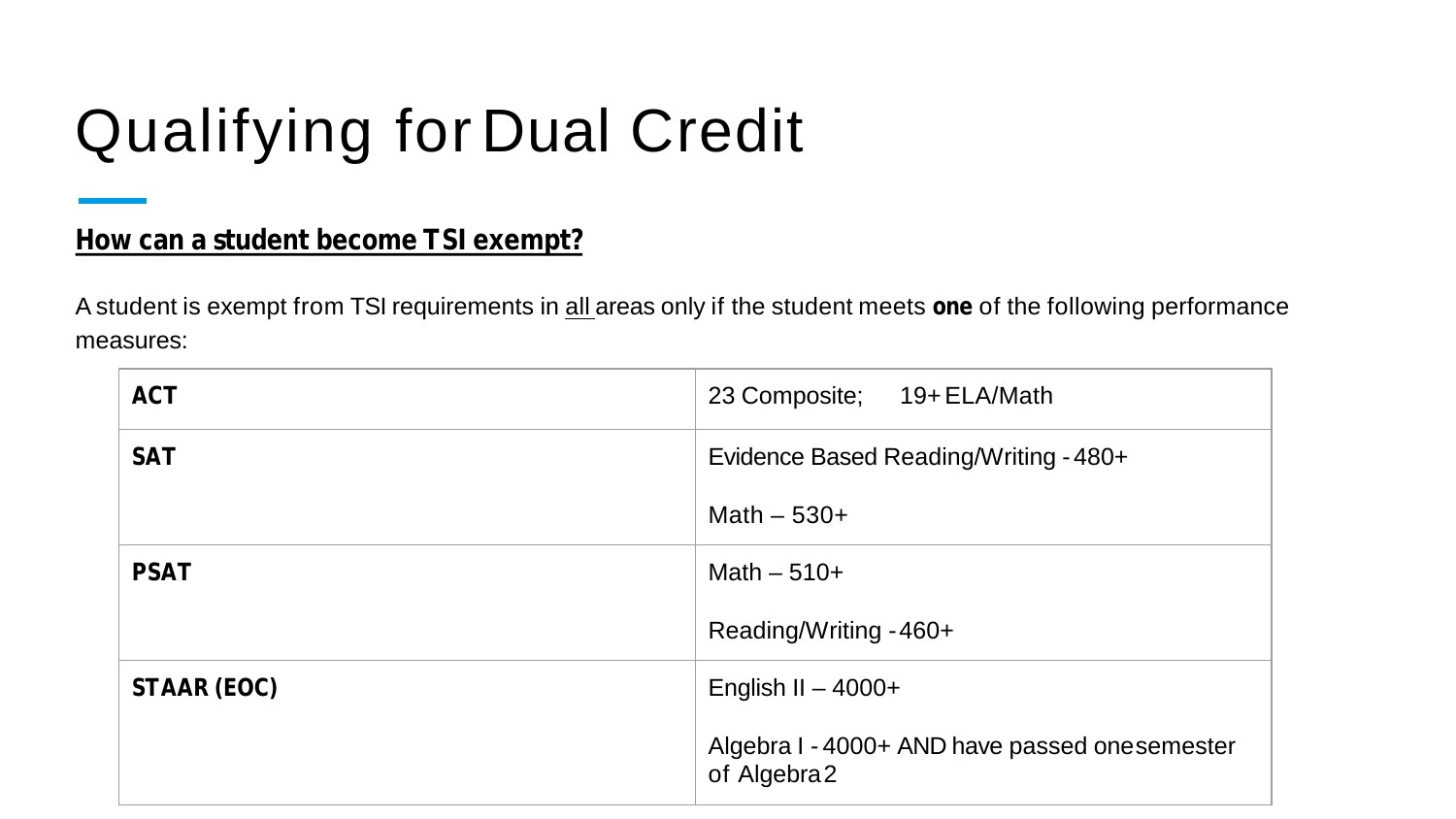# Qualifying for Dual Credit

**How can a student become TSI exempt?**

A student is exempt from TSI requirements in all areas only if the student meets **one** of the following performance measures:

| | |
|---|---|
| **ACT** | 23 Composite; 19+ ELA/Math |
| **SAT** | Evidence Based Reading/Writing - 480+<br><br>Math – 530+ |
| **PSAT** | Math – 510+<br><br>Reading/Writing - 460+ |
| **STAAR (EOC)** | English II – 4000+<br><br>Algebra I - 4000+ AND have passed one semester of Algebra 2 |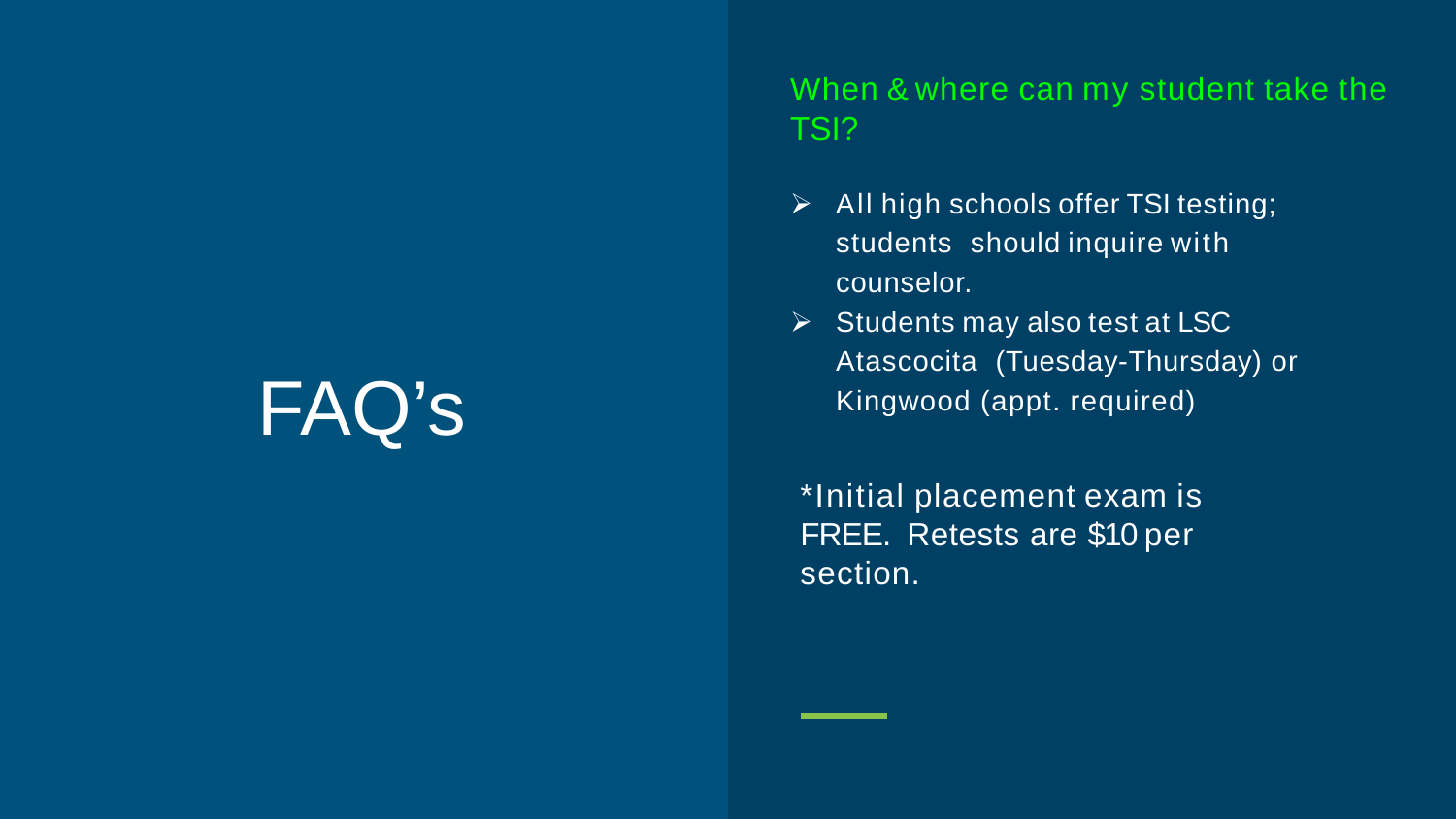# FAQ's

## When & where can my student take the TSI?

- All high schools offer TSI testing; students should inquire with counselor.
- Students may also test at LSC Atascocita (Tuesday-Thursday) or Kingwood (appt. required)

*Initial placement exam is FREE. Retests are $10 per section.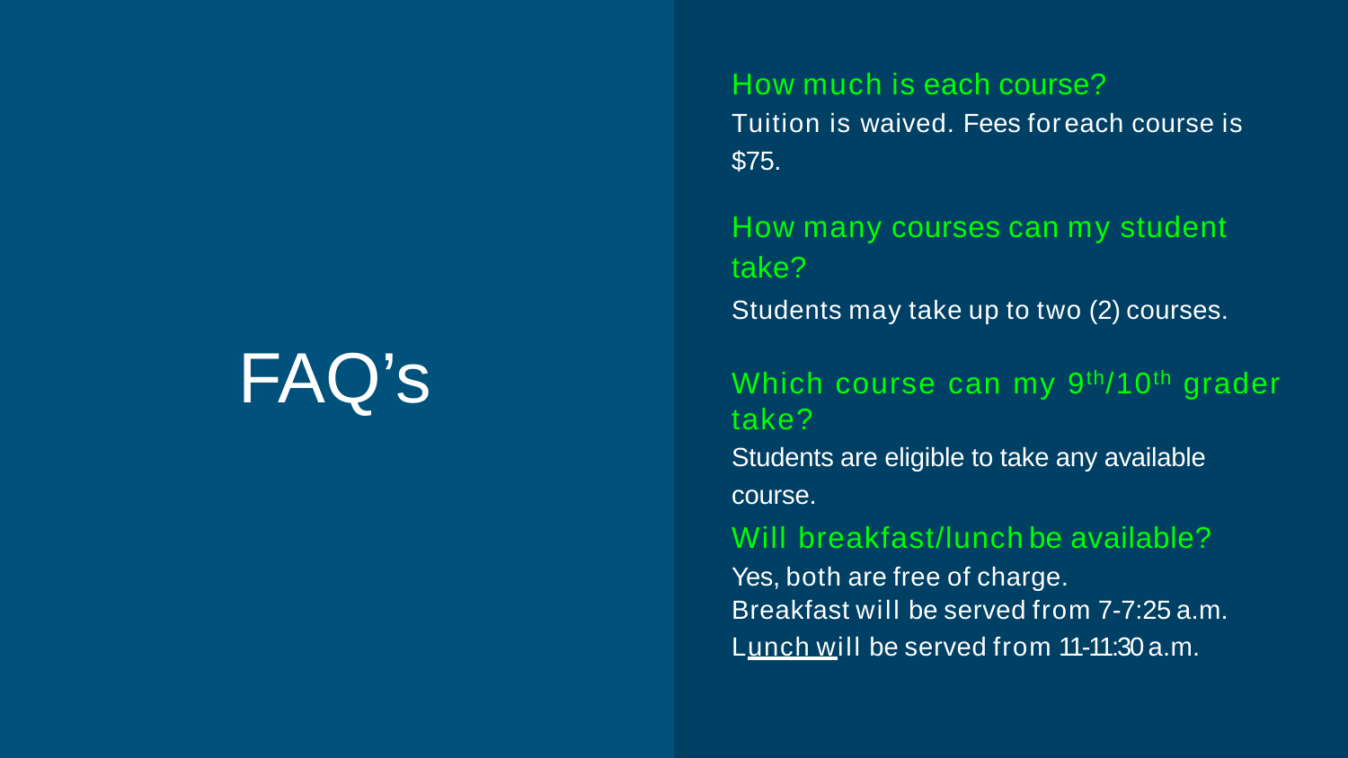# FAQ's

**How much is each course?**

Tuition is waived. Fees for each course is $75.

**How many courses can my student take?**

Students may take up to two (2) courses.

**Which course can my 9th/10th grader take?**

Students are eligible to take any available course.

**Will breakfast/lunch be available?**

Yes, both are free of charge.
Breakfast will be served from 7-7:25 a.m.
Lunch will be served from 11-11:30 a.m.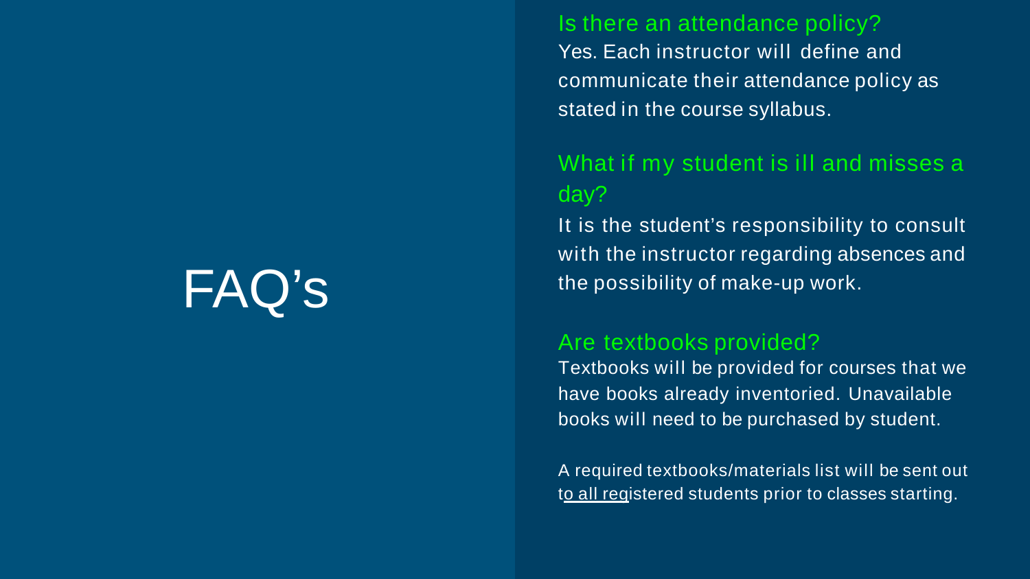# FAQ's

### Is there an attendance policy?

Yes. Each instructor will define and communicate their attendance policy as stated in the course syllabus.

### What if my student is ill and misses a day?

It is the student's responsibility to consult with the instructor regarding absences and the possibility of make-up work.

### Are textbooks provided?

Textbooks will be provided for courses that we have books already inventoried. Unavailable books will need to be purchased by student.

A required textbooks/materials list will be sent out to all registered students prior to classes starting.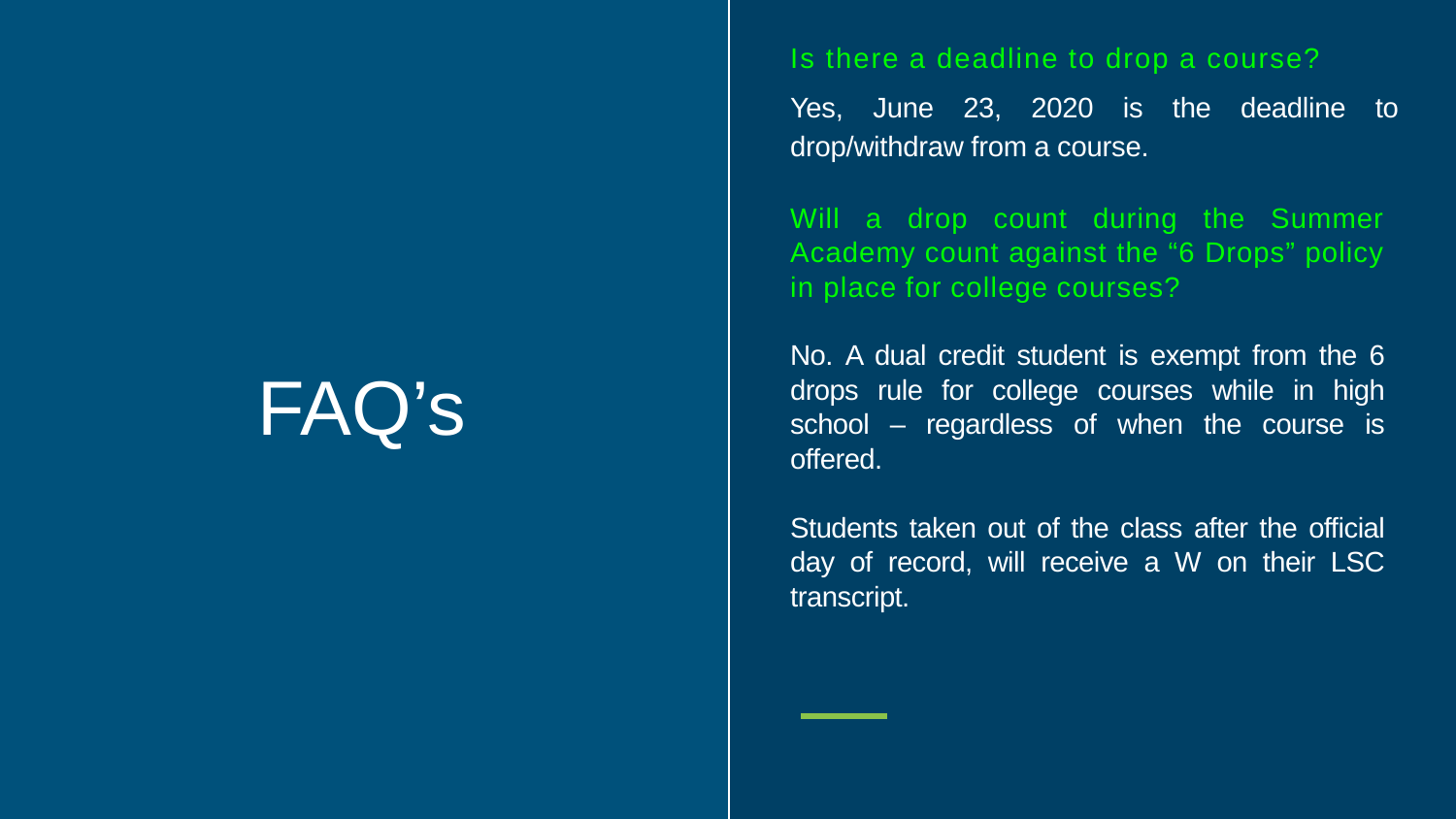# FAQ's

**Is there a deadline to drop a course?**

Yes, June 23, 2020 is the deadline to drop/withdraw from a course.

**Will a drop count during the Summer Academy count against the "6 Drops" policy in place for college courses?**

No. A dual credit student is exempt from the 6 drops rule for college courses while in high school – regardless of when the course is offered.

Students taken out of the class after the official day of record, will receive a W on their LSC transcript.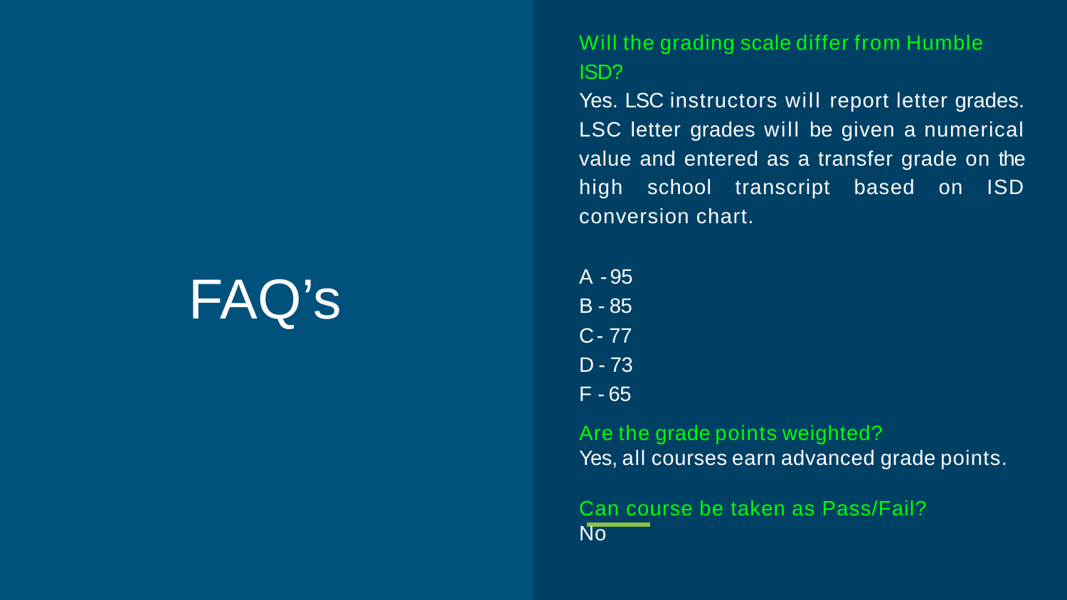# FAQ's

**Will the grading scale differ from Humble ISD?**

Yes. LSC instructors will report letter grades. LSC letter grades will be given a numerical value and entered as a transfer grade on the high school transcript based on ISD conversion chart.

A - 95
B - 85
C - 77
D - 73
F - 65

**Are the grade points weighted?**

Yes, all courses earn advanced grade points.

**Can course be taken as Pass/Fail?**

No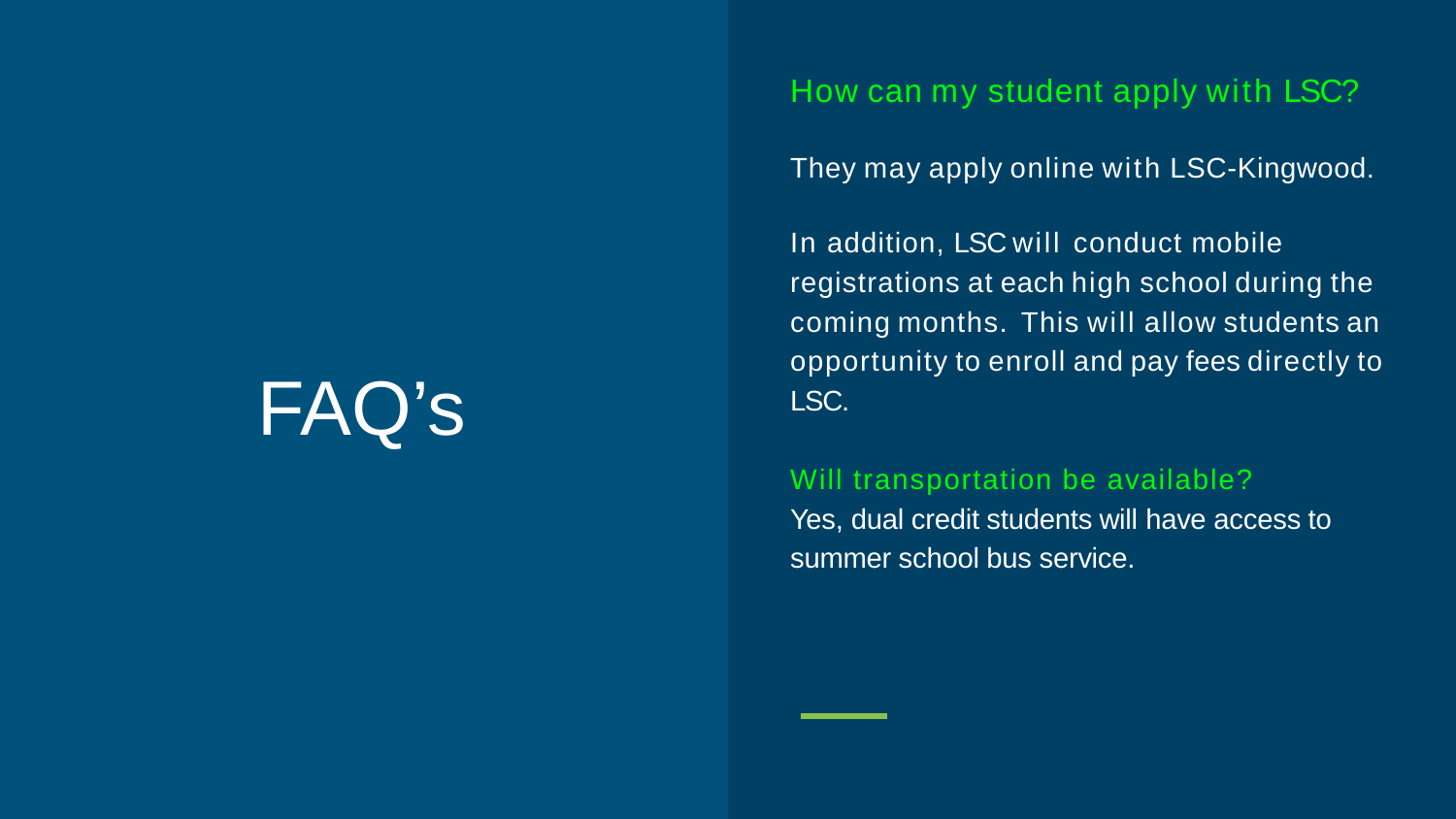# FAQ's

### How can my student apply with LSC?

They may apply online with LSC-Kingwood.

In addition, LSC will conduct mobile registrations at each high school during the coming months. This will allow students an opportunity to enroll and pay fees directly to LSC.

### Will transportation be available?

Yes, dual credit students will have access to summer school bus service.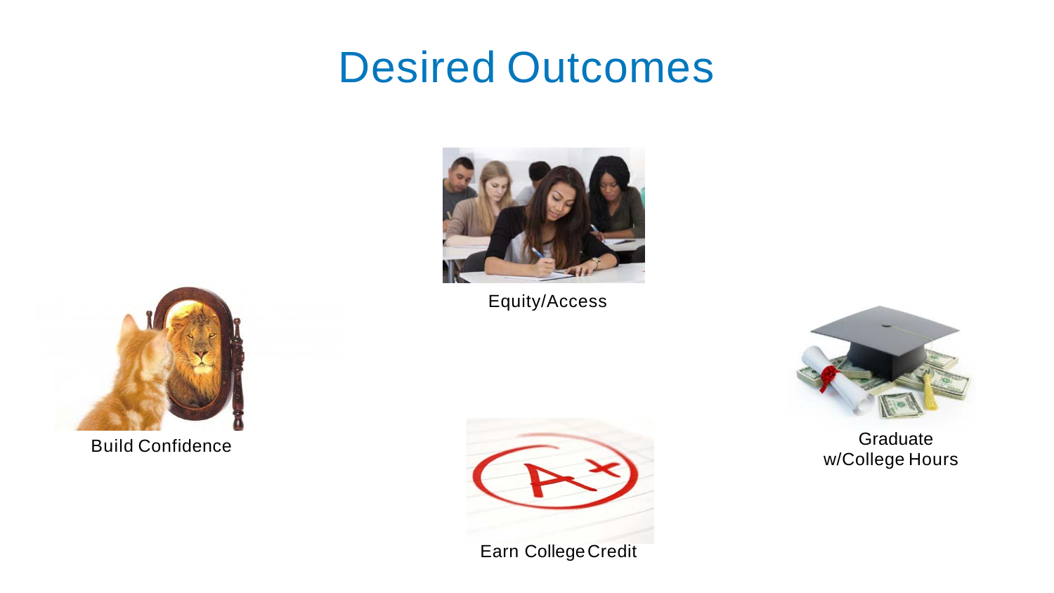# Desired Outcomes

Equity/Access

Build Confidence

Graduate w/College Hours

Earn College Credit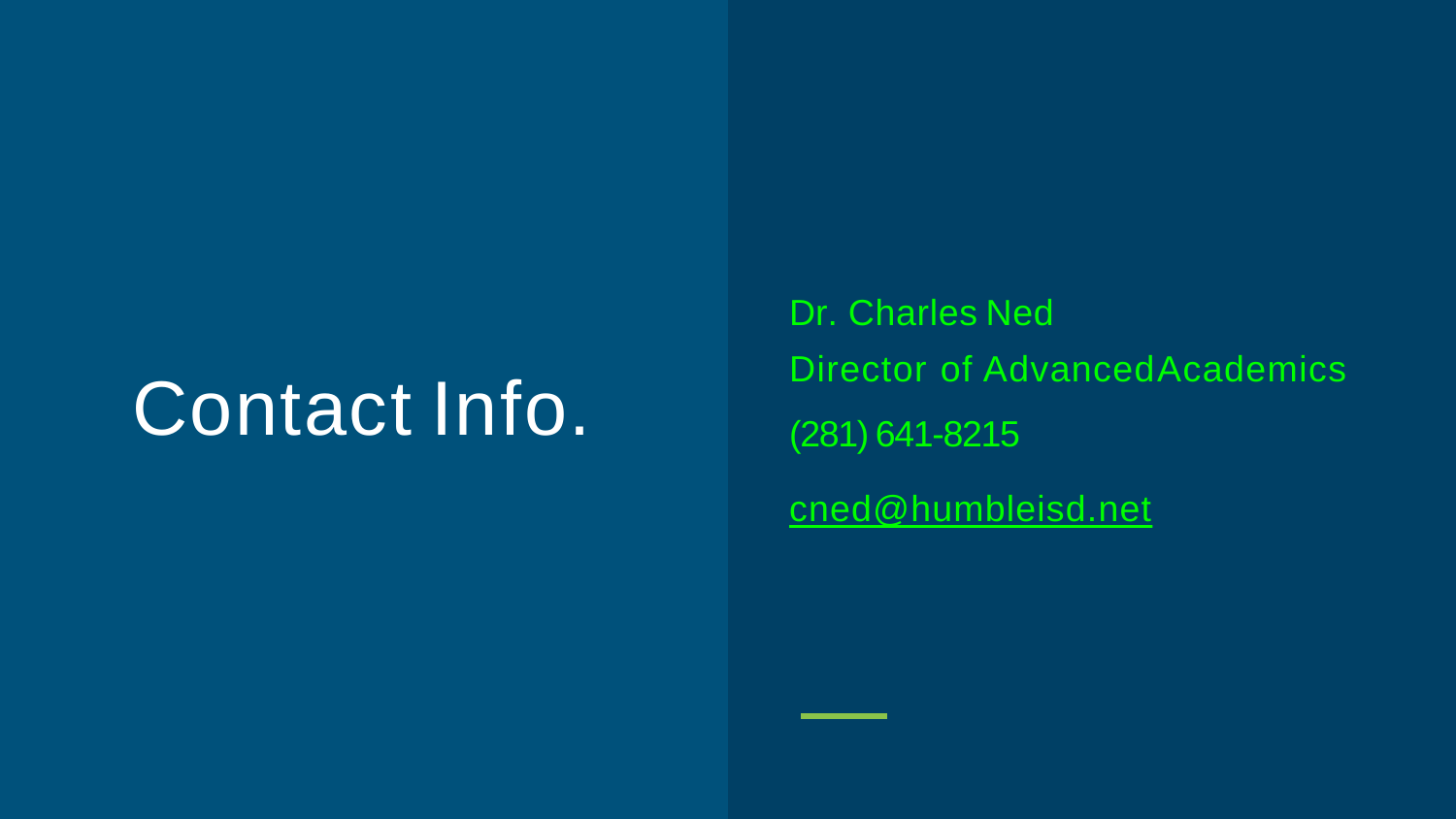# Contact Info.

Dr. Charles Ned

Director of AdvancedAcademics

(281) 641-8215

cned@humbleisd.net